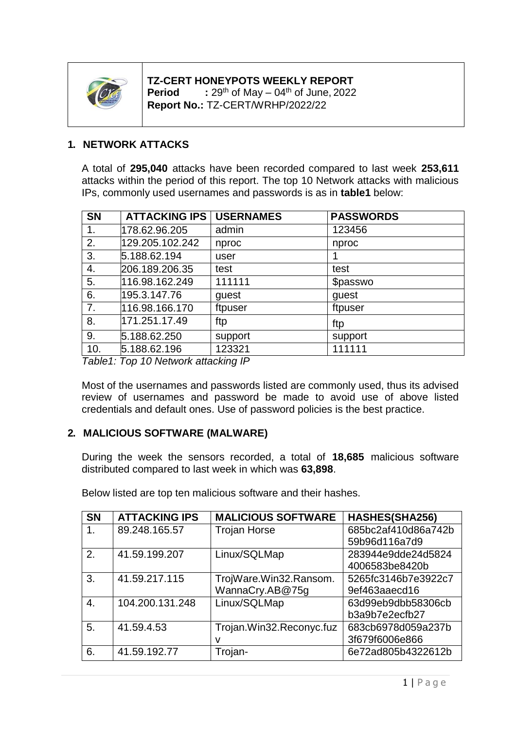**TZ-CERT HONEYPOTS WEEKLY REPORT**
**Period** : 29th of May – 04th of June, 2022
**Report No.:** TZ-CERT/WRHP/2022/22

## 1. NETWORK ATTACKS

A total of **295,040** attacks have been recorded compared to last week **253,611** attacks within the period of this report. The top 10 Network attacks with malicious IPs, commonly used usernames and passwords is as in **table1** below:

| SN | ATTACKING IPS | USERNAMES | PASSWORDS |
|---|---|---|---|
| 1. | 178.62.96.205 | admin | 123456 |
| 2. | 129.205.102.242 | nproc | nproc |
| 3. | 5.188.62.194 | user | 1 |
| 4. | 206.189.206.35 | test | test |
| 5. | 116.98.162.249 | 111111 | $passwo |
| 6. | 195.3.147.76 | guest | guest |
| 7. | 116.98.166.170 | ftpuser | ftpuser |
| 8. | 171.251.17.49 | ftp | ftp |
| 9. | 5.188.62.250 | support | support |
| 10. | 5.188.62.196 | 123321 | 111111 |

*Table1: Top 10 Network attacking IP*

Most of the usernames and passwords listed are commonly used, thus its advised review of usernames and password be made to avoid use of above listed credentials and default ones. Use of password policies is the best practice.

## 2. MALICIOUS SOFTWARE (MALWARE)

During the week the sensors recorded, a total of **18,685** malicious software distributed compared to last week in which was **63,898**.

Below listed are top ten malicious software and their hashes.

| SN | ATTACKING IPS | MALICIOUS SOFTWARE | HASHES(SHA256) |
|---|---|---|---|
| 1. | 89.248.165.57 | Trojan Horse | 685bc2af410d86a742b59b96d116a7d9 |
| 2. | 41.59.199.207 | Linux/SQLMap | 283944e9dde24d58244006583be8420b |
| 3. | 41.59.217.115 | TrojWare.Win32.Ransom.WannaCry.AB@75g | 5265fc3146b7e3922c79ef463aaecd16 |
| 4. | 104.200.131.248 | Linux/SQLMap | 63d99eb9dbb58306cbb3a9b7e2ecfb27 |
| 5. | 41.59.4.53 | Trojan.Win32.Reconyc.fuzv | 683cb6978d059a237b3f679f6006e866 |
| 6. | 41.59.192.77 | Trojan- | 6e72ad805b4322612b |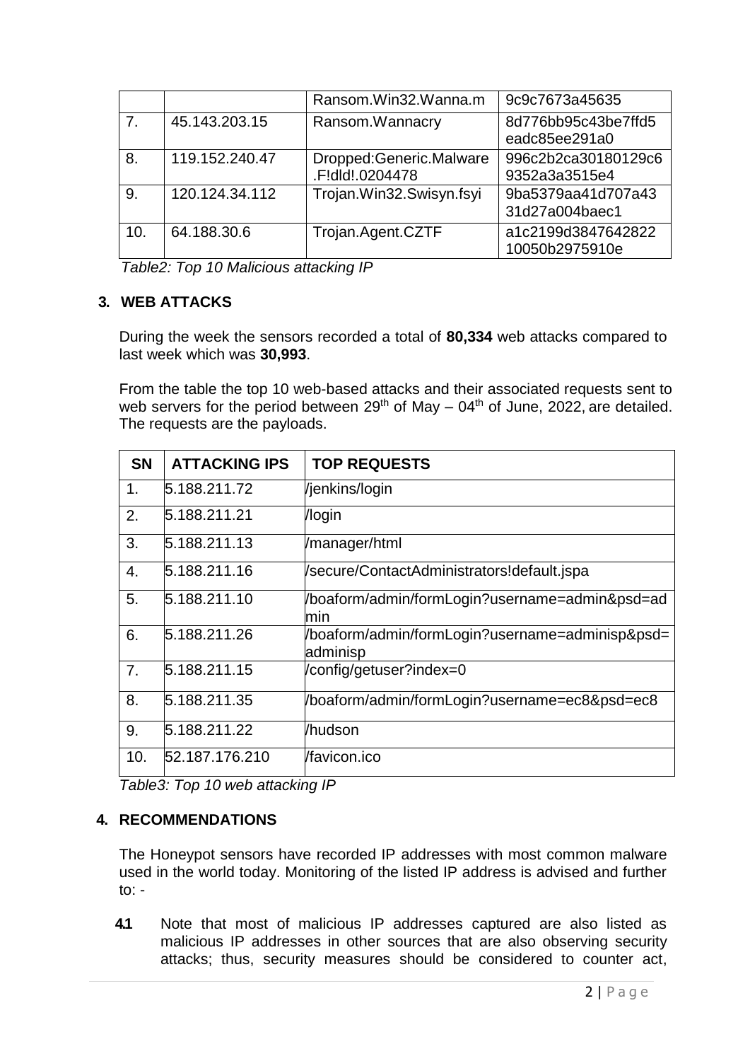|  |  | Ransom.Win32.Wanna.m | 9c9c7673a45635 |
|---|---|---|---|
| 7. | 45.143.203.15 | Ransom.Wannacry | 8d776bb95c43be7ffd5eadc85ee291a0 |
| 8. | 119.152.240.47 | Dropped:Generic.Malware.F!dld!.0204478 | 996c2b2ca30180129c69352a3a3515e4 |
| 9. | 120.124.34.112 | Trojan.Win32.Swisyn.fsyi | 9ba5379aa41d707a4331d27a004baec1 |
| 10. | 64.188.30.6 | Trojan.Agent.CZTF | a1c2199d384764282210050b2975910e |

*Table2: Top 10 Malicious attacking IP*

## 3. WEB ATTACKS

During the week the sensors recorded a total of **80,334** web attacks compared to last week which was **30,993**.

From the table the top 10 web-based attacks and their associated requests sent to web servers for the period between 29th of May – 04th of June, 2022, are detailed. The requests are the payloads.

| SN | ATTACKING IPS | TOP REQUESTS |
|---|---|---|
| 1. | 5.188.211.72 | /jenkins/login |
| 2. | 5.188.211.21 | /login |
| 3. | 5.188.211.13 | /manager/html |
| 4. | 5.188.211.16 | /secure/ContactAdministrators!default.jspa |
| 5. | 5.188.211.10 | /boaform/admin/formLogin?username=admin&psd=admin |
| 6. | 5.188.211.26 | /boaform/admin/formLogin?username=adminisp&psd=adminisp |
| 7. | 5.188.211.15 | /config/getuser?index=0 |
| 8. | 5.188.211.35 | /boaform/admin/formLogin?username=ec8&psd=ec8 |
| 9. | 5.188.211.22 | /hudson |
| 10. | 52.187.176.210 | /favicon.ico |

*Table3: Top 10 web attacking IP*

## 4. RECOMMENDATIONS

The Honeypot sensors have recorded IP addresses with most common malware used in the world today. Monitoring of the listed IP address is advised and further to: -

**4.1** Note that most of malicious IP addresses captured are also listed as malicious IP addresses in other sources that are also observing security attacks; thus, security measures should be considered to counter act,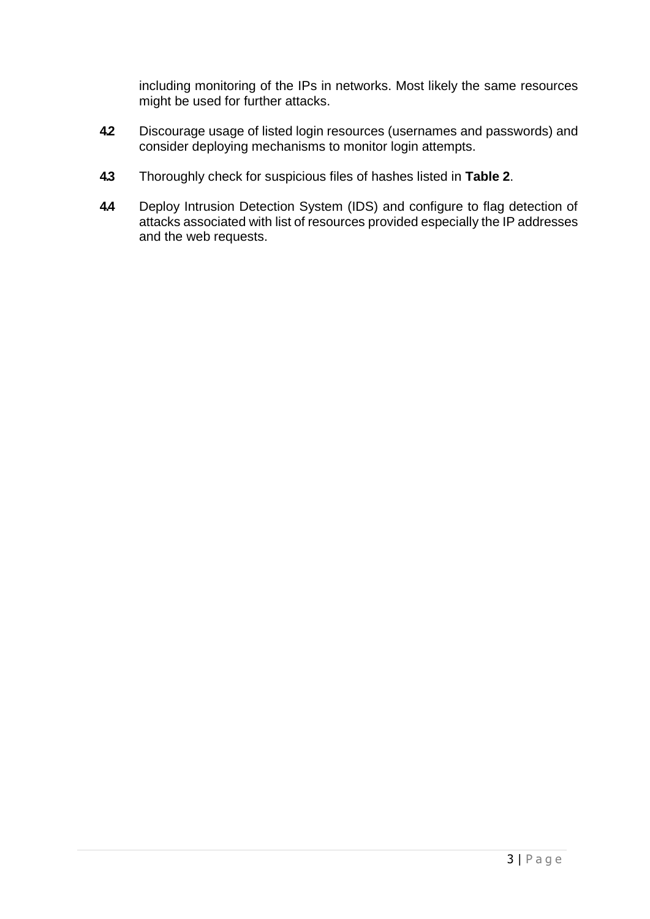including monitoring of the IPs in networks. Most likely the same resources might be used for further attacks.

**4.2** Discourage usage of listed login resources (usernames and passwords) and consider deploying mechanisms to monitor login attempts.

**4.3** Thoroughly check for suspicious files of hashes listed in **Table 2**.

**4.4** Deploy Intrusion Detection System (IDS) and configure to flag detection of attacks associated with list of resources provided especially the IP addresses and the web requests.